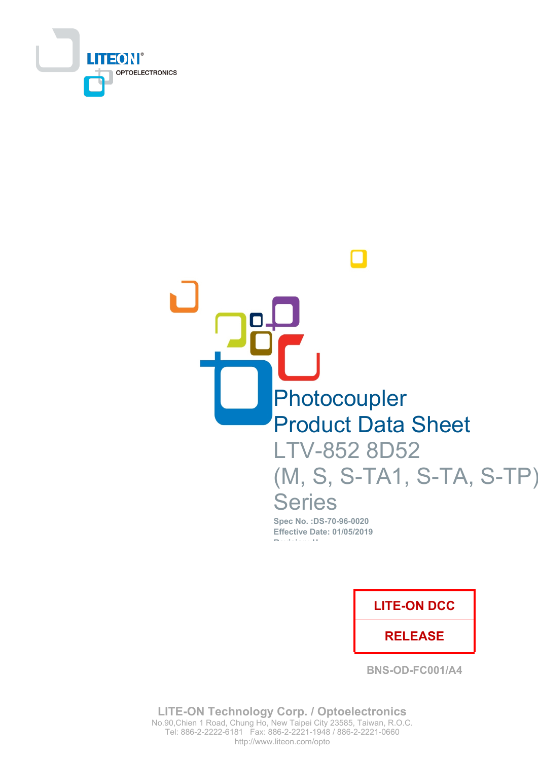LITEON OPTOELECTRONICS

# Photocoupler Product Data Sheet

## LTV-852 8D52 (M, S, S-TA1, S-TA, S-TP) Series

**Spec No. :DS-70-96-0020**
**Effective Date: 01/05/2019**

| LITE-ON DCC |
| --- |
| RELEASE |

BNS-OD-FC001/A4

**LITE-ON Technology Corp. / Optoelectronics**
No.90,Chien 1 Road, Chung Ho, New Taipei City 23585, Taiwan, R.O.C.
Tel: 886-2-2222-6181 Fax: 886-2-2221-1948 / 886-2-2221-0660
http://www.liteon.com/opto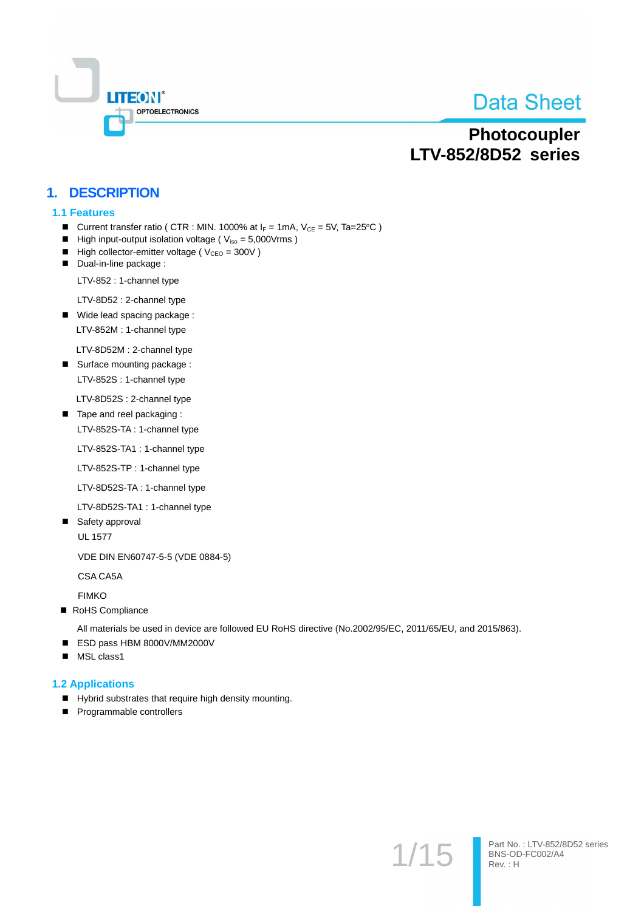# Data Sheet

# Photocoupler
# LTV-852/8D52 series

## 1. DESCRIPTION

### 1.1 Features

- Current transfer ratio ( CTR : MIN. 1000% at $I_F$ = 1mA, $V_{CE}$ = 5V, Ta=25°C )
- High input-output isolation voltage ( $V_{iso}$ = 5,000Vrms )
- High collector-emitter voltage ( $V_{CEO}$ = 300V )
- Dual-in-line package :

  LTV-852 : 1-channel type

  LTV-8D52 : 2-channel type
- Wide lead spacing package :

  LTV-852M : 1-channel type

  LTV-8D52M : 2-channel type
- Surface mounting package :

  LTV-852S : 1-channel type

  LTV-8D52S : 2-channel type
- Tape and reel packaging :

  LTV-852S-TA : 1-channel type

  LTV-852S-TA1 : 1-channel type

  LTV-852S-TP : 1-channel type

  LTV-8D52S-TA : 1-channel type

  LTV-8D52S-TA1 : 1-channel type
- Safety approval

  UL 1577

  VDE DIN EN60747-5-5 (VDE 0884-5)

  CSA CA5A

  FIMKO
- RoHS Compliance

  All materials be used in device are followed EU RoHS directive (No.2002/95/EC, 2011/65/EU, and 2015/863).
- ESD pass HBM 8000V/MM2000V
- MSL class1

### 1.2 Applications

- Hybrid substrates that require high density mounting.
- Programmable controllers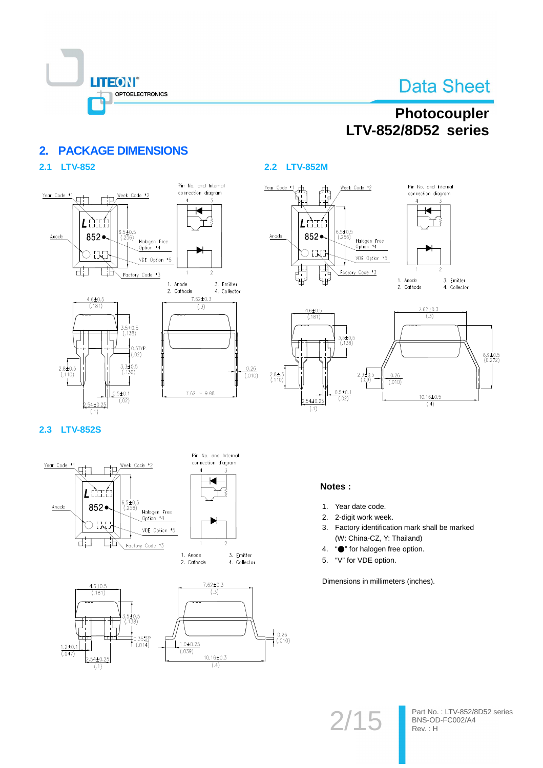## 2. PACKAGE DIMENSIONS

### 2.1 LTV-852

Year Code *1, Week Code *2, Anode, 6.5±0.5 (.256), Halogen Free Option *4, VDE Option *5, Factory Code *3

Pin No. and Internal connection diagram

1. Anode
2. Cathode
3. Emitter
4. Collector

4.6±0.5 (.181), 3.5±0.5 (.138), 0.5TYP. (.02), 3.3±0.5 (.130), 2.8±0.5 (.110), 0.5±0.1 (.02), 2.54±0.25 (.1), 7.62±0.3 (.3), 0.26 (.010), 7.62 ~ 9.98

### 2.2 LTV-852M

Year Code *1, Week Code *2, Anode, 6.5±0.5 (.256), Halogen Free Option *4, VDE Option *5, Factory Code *3

Pin No. and Internal connection diagram

1. Anode
2. Cathode
3. Emitter
4. Collector

4.6±0.5 (.181), 3.5±0.5 (.138), 2.8±.5 (.110), 2.3±0.5 (.09), 0.5±0.1 (.02), 2.54±0.25 (.1), 7.62±0.3 (.3), 6.9±0.5 (0.272), 0.26 (.010), 10.16±0.5 (.4)

### 2.3 LTV-852S

Year Code *1, Week Code *2, Anode, 6.5±0.5 (.256), Halogen Free Option *4, VDE Option *5, Factory Code *3

Pin No. and Internal connection diagram

1. Anode
2. Cathode
3. Emitter
4. Collector

4.6±0.5 (.181), 3.5±0.5 (.138), 0.35 (.014), 1.2±0.1 (.047), 2.54±0.25 (.1), 7.62±0.3 (.3), 1.0±0.25 (.039), 0.26 (.010), 10.16±0.3 (.4)

**Notes :**

1. Year date code.
2. 2-digit work week.
3. Factory identification mark shall be marked (W: China-CZ, Y: Thailand)
4. "●" for halogen free option.
5. "V" for VDE option.

Dimensions in millimeters (inches).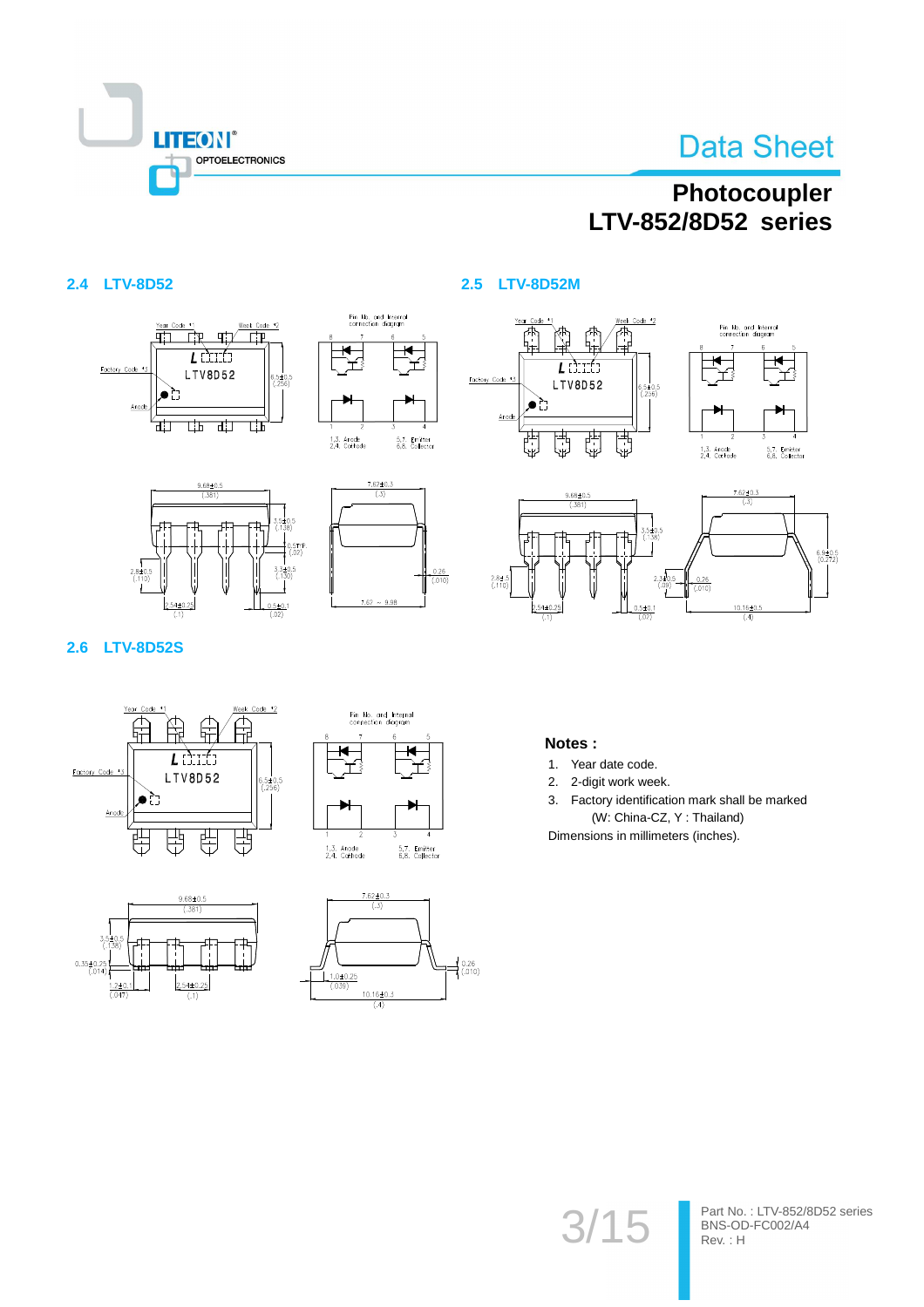### 2.4 LTV-8D52

### 2.5 LTV-8D52M

### 2.6 LTV-8D52S

**Notes :**

1. Year date code.
2. 2-digit work week.
3. Factory identification mark shall be marked (W: China-CZ, Y : Thailand)

Dimensions in millimeters (inches).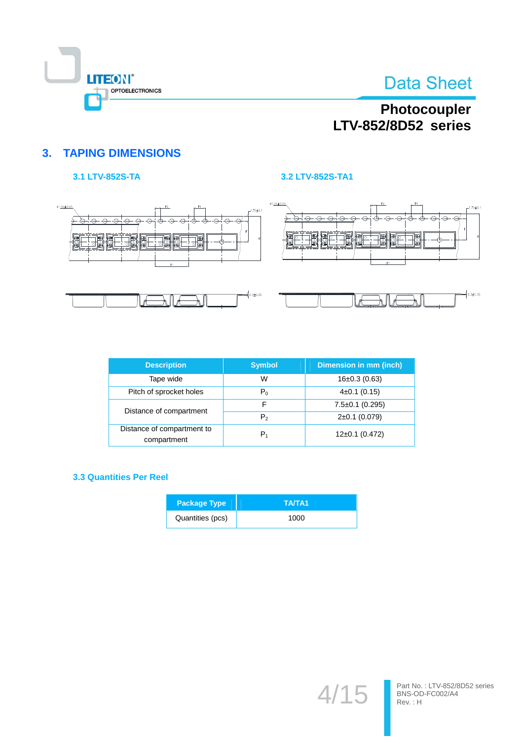## 3. TAPING DIMENSIONS

### 3.1 LTV-852S-TA

### 3.2 LTV-852S-TA1

| Description | Symbol | Dimension in mm (inch) |
|---|---|---|
| Tape wide | W | 16±0.3 (0.63) |
| Pitch of sprocket holes | $P_0$ | 4±0.1 (0.15) |
| Distance of compartment | F | 7.5±0.1 (0.295) |
| | $P_2$ | 2±0.1 (0.079) |
| Distance of compartment to compartment | $P_1$ | 12±0.1 (0.472) |

### 3.3 Quantities Per Reel

| Package Type | TA/TA1 |
|---|---|
| Quantities (pcs) | 1000 |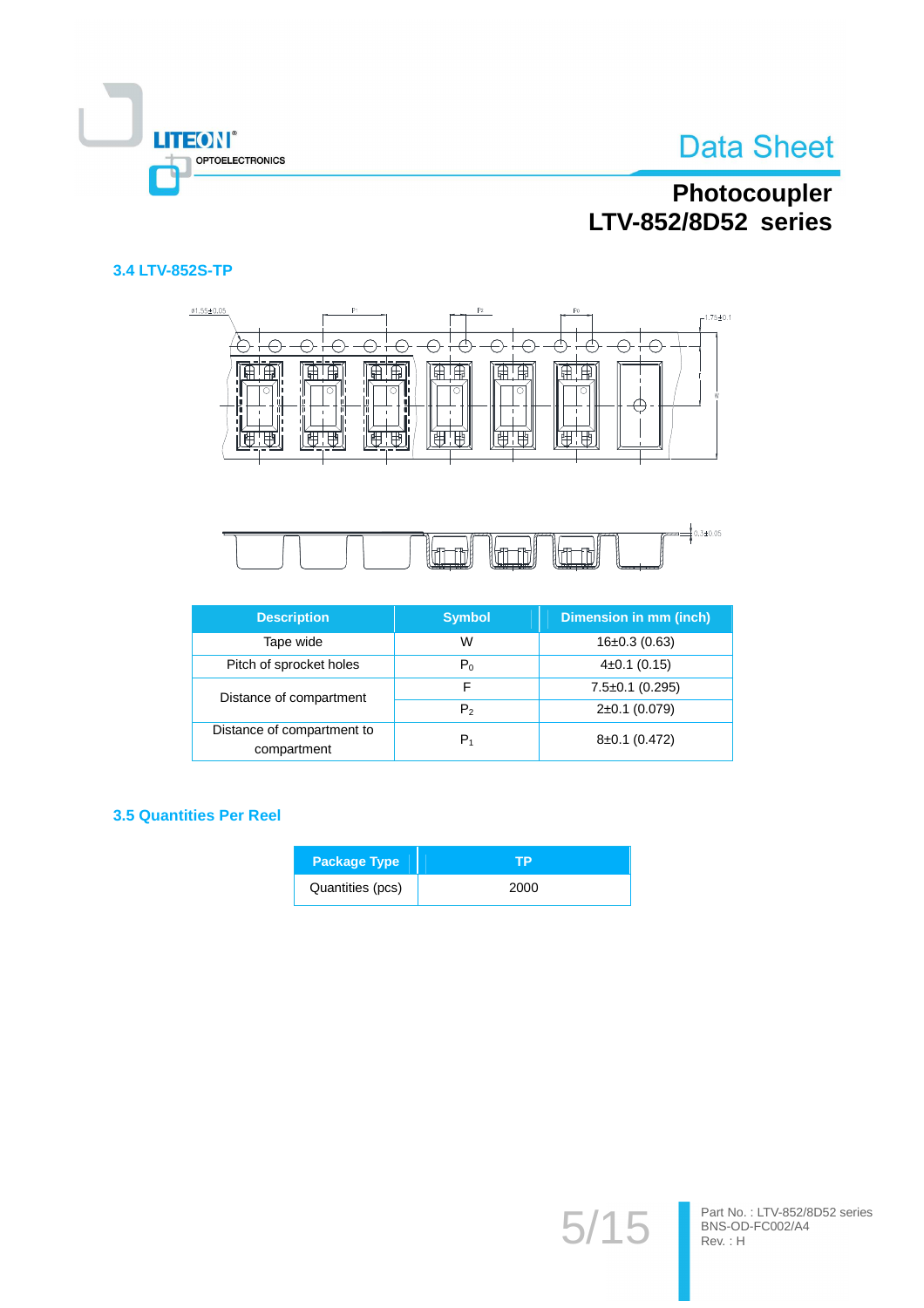### 3.4 LTV-852S-TP

| Description | Symbol | Dimension in mm (inch) |
|---|---|---|
| Tape wide | W | 16±0.3 (0.63) |
| Pitch of sprocket holes | $P_0$ | 4±0.1 (0.15) |
| Distance of compartment | F | 7.5±0.1 (0.295) |
| | $P_2$ | 2±0.1 (0.079) |
| Distance of compartment to compartment | $P_1$ | 8±0.1 (0.472) |

### 3.5 Quantities Per Reel

| Package Type | TP |
|---|---|
| Quantities (pcs) | 2000 |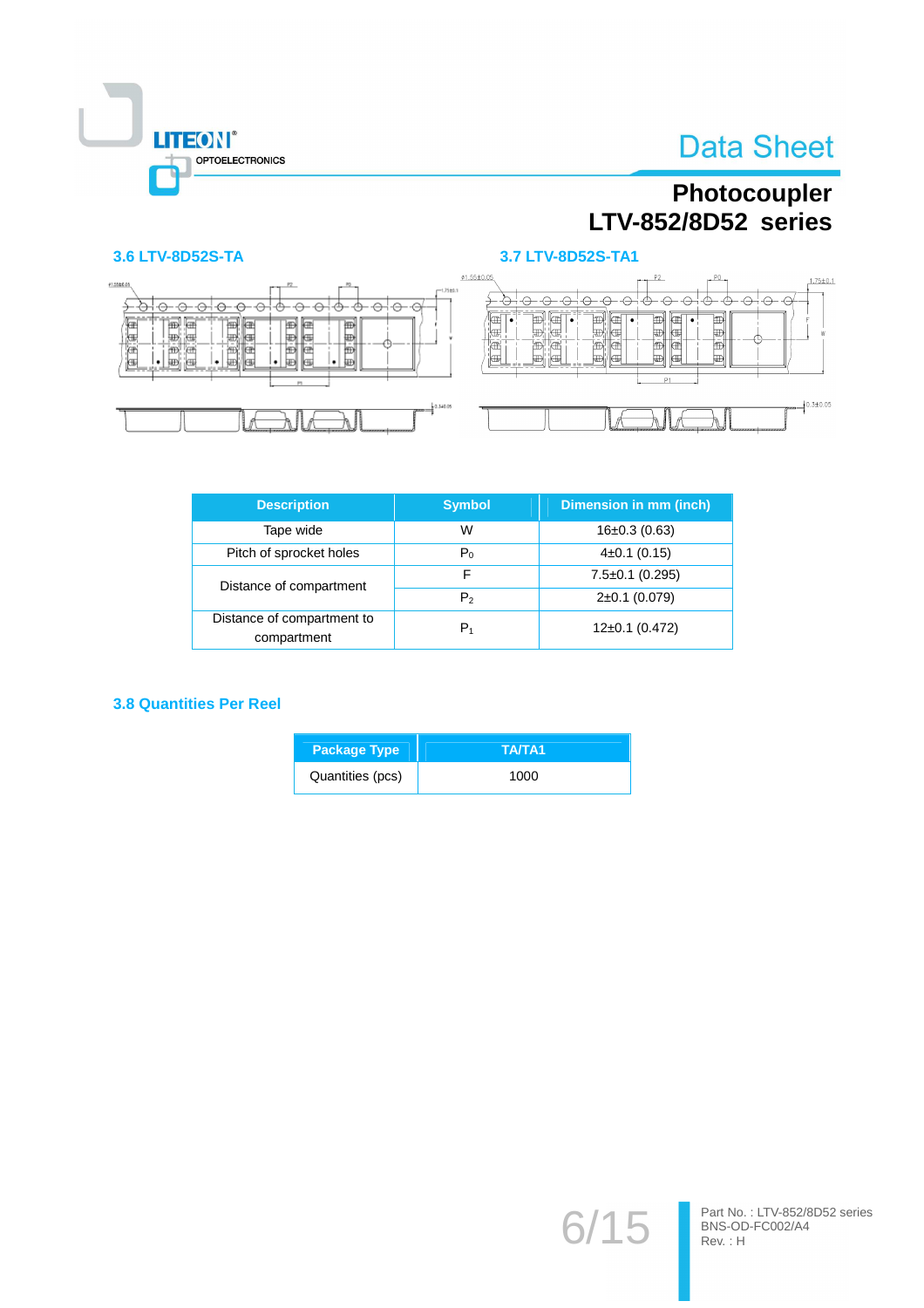### 3.6 LTV-8D52S-TA

### 3.7 LTV-8D52S-TA1

| Description | Symbol | Dimension in mm (inch) |
|---|---|---|
| Tape wide | W | 16±0.3 (0.63) |
| Pitch of sprocket holes | $P_0$ | 4±0.1 (0.15) |
| Distance of compartment | F | 7.5±0.1 (0.295) |
| | $P_2$ | 2±0.1 (0.079) |
| Distance of compartment to compartment | $P_1$ | 12±0.1 (0.472) |

### 3.8 Quantities Per Reel

| Package Type | TA/TA1 |
|---|---|
| Quantities (pcs) | 1000 |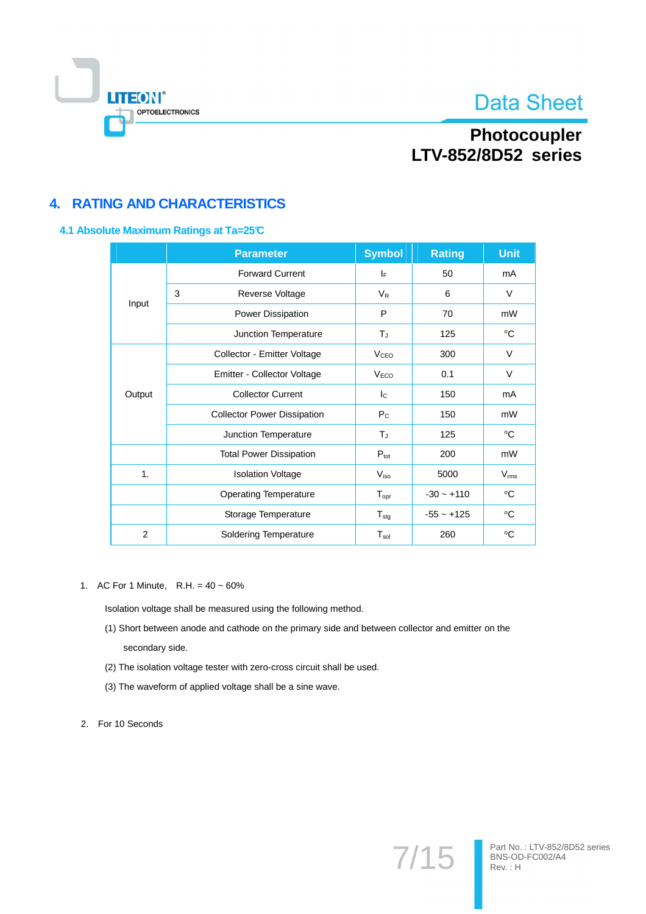# 4. RATING AND CHARACTERISTICS

## 4.1 Absolute Maximum Ratings at Ta=25℃

| | Parameter | Symbol | Rating | Unit |
|---|---|---|---|---|
| Input | Forward Current | $I_F$ | 50 | mA |
| | 3 Reverse Voltage | $V_R$ | 6 | V |
| | Power Dissipation | P | 70 | mW |
| | Junction Temperature | $T_J$ | 125 | °C |
| Output | Collector - Emitter Voltage | $V_{CEO}$ | 300 | V |
| | Emitter - Collector Voltage | $V_{ECO}$ | 0.1 | V |
| | Collector Current | $I_C$ | 150 | mA |
| | Collector Power Dissipation | $P_C$ | 150 | mW |
| | Junction Temperature | $T_J$ | 125 | °C |
| | Total Power Dissipation | $P_{tot}$ | 200 | mW |
| 1. | Isolation Voltage | $V_{iso}$ | 5000 | $V_{rms}$ |
| | Operating Temperature | $T_{opr}$ | -30 ~ +110 | °C |
| | Storage Temperature | $T_{stg}$ | -55 ~ +125 | °C |
| 2 | Soldering Temperature | $T_{sol}$ | 260 | °C |

1. AC For 1 Minute, R.H. = 40 ~ 60%

   Isolation voltage shall be measured using the following method.

   (1) Short between anode and cathode on the primary side and between collector and emitter on the secondary side.

   (2) The isolation voltage tester with zero-cross circuit shall be used.

   (3) The waveform of applied voltage shall be a sine wave.

2. For 10 Seconds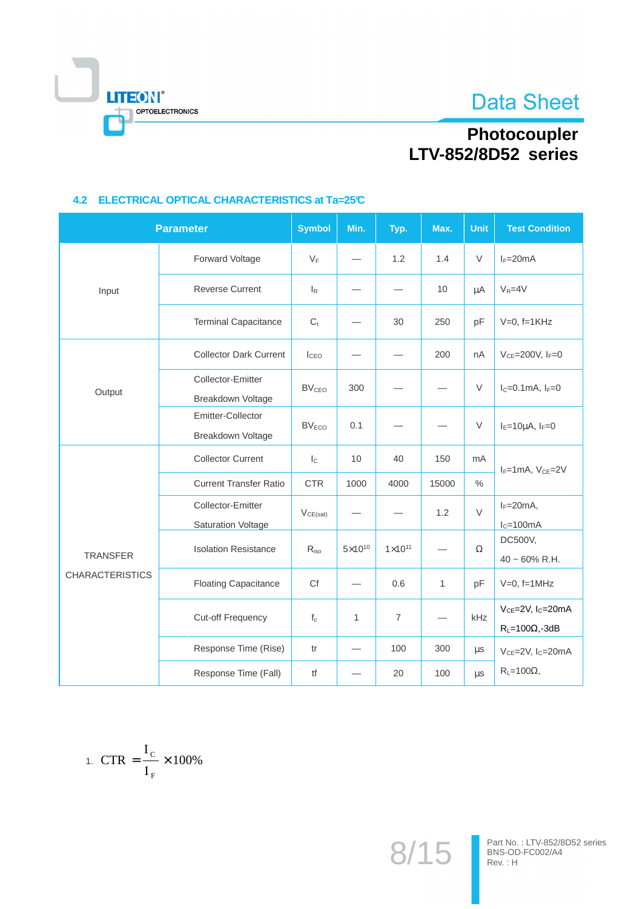## 4.2 ELECTRICAL OPTICAL CHARACTERISTICS at Ta=25℃

| Parameter | | Symbol | Min. | Typ. | Max. | Unit | Test Condition |
|---|---|---|---|---|---|---|---|
| Input | Forward Voltage | $V_F$ | — | 1.2 | 1.4 | V | $I_F$=20mA |
| | Reverse Current | $I_R$ | — | — | 10 | μA | $V_R$=4V |
| | Terminal Capacitance | $C_t$ | — | 30 | 250 | pF | V=0, f=1KHz |
| Output | Collector Dark Current | $I_{CEO}$ | — | — | 200 | nA | $V_{CE}$=200V, $I_F$=0 |
| | Collector-Emitter Breakdown Voltage | $BV_{CEO}$ | 300 | — | — | V | $I_C$=0.1mA, $I_F$=0 |
| | Emitter-Collector Breakdown Voltage | $BV_{ECO}$ | 0.1 | — | — | V | $I_E$=10μA, $I_F$=0 |
| TRANSFER CHARACTERISTICS | Collector Current | $I_C$ | 10 | 40 | 150 | mA | $I_F$=1mA, $V_{CE}$=2V |
| | Current Transfer Ratio | CTR | 1000 | 4000 | 15000 | % | |
| | Collector-Emitter Saturation Voltage | $V_{CE(sat)}$ | — | — | 1.2 | V | $I_F$=20mA, $I_C$=100mA |
| | Isolation Resistance | $R_{iso}$ | $5\times10^{10}$ | $1\times10^{11}$ | — | Ω | DC500V, 40 ~ 60% R.H. |
| | Floating Capacitance | Cf | — | 0.6 | 1 | pF | V=0, f=1MHz |
| | Cut-off Frequency | $f_c$ | 1 | 7 | — | kHz | $V_{CE}$=2V, $I_C$=20mA $R_L$=100Ω,-3dB |
| | Response Time (Rise) | tr | — | 100 | 300 | μs | $V_{CE}$=2V, $I_C$=20mA $R_L$=100Ω, |
| | Response Time (Fall) | tf | — | 20 | 100 | μs | |

1. $$CTR = \frac{I_C}{I_F} \times 100\%$$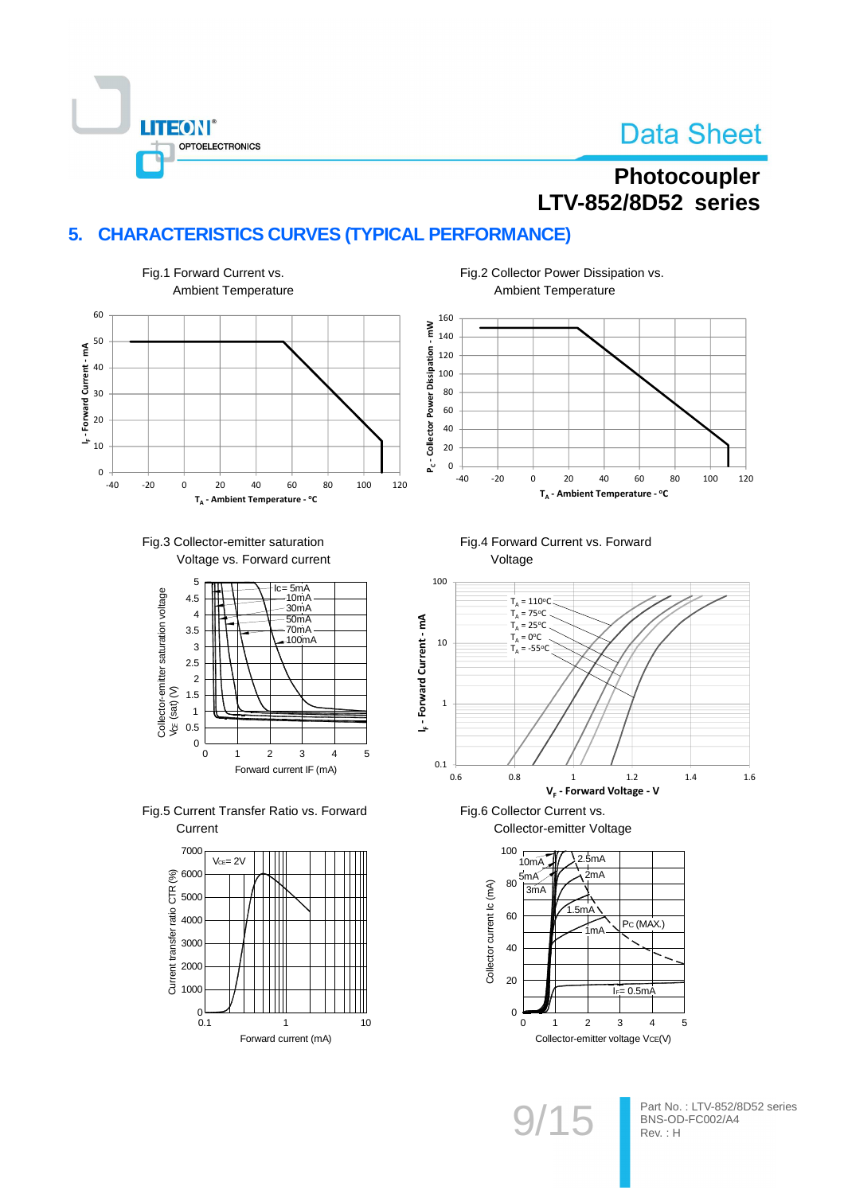## 5. CHARACTERISTICS CURVES (TYPICAL PERFORMANCE)

Fig.1 Forward Current vs. Ambient Temperature

Fig.2 Collector Power Dissipation vs. Ambient Temperature

Fig.3 Collector-emitter saturation Voltage vs. Forward current

Fig.4 Forward Current vs. Forward Voltage

Fig.5 Current Transfer Ratio vs. Forward Current

Fig.6 Collector Current vs. Collector-emitter Voltage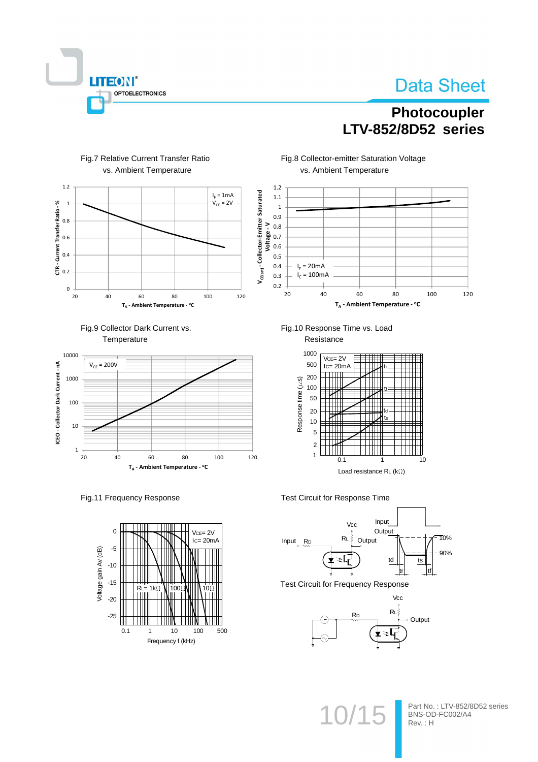Fig.7 Relative Current Transfer Ratio vs. Ambient Temperature

Fig.8 Collector-emitter Saturation Voltage vs. Ambient Temperature

Fig.9 Collector Dark Current vs. Temperature

Fig.10 Response Time vs. Load Resistance

Fig.11 Frequency Response

Test Circuit for Response Time

Test Circuit for Frequency Response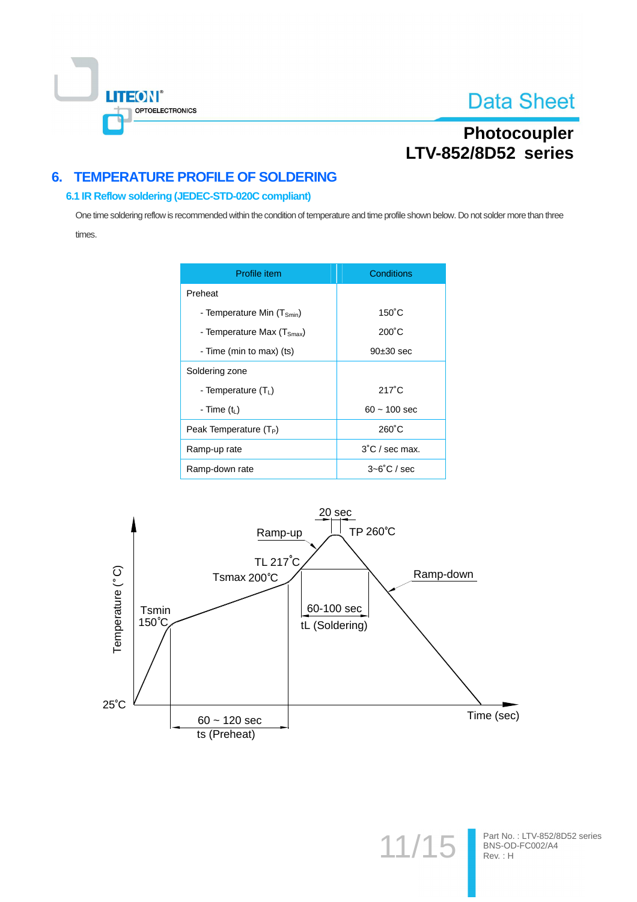## 6. TEMPERATURE PROFILE OF SOLDERING

### 6.1 IR Reflow soldering (JEDEC-STD-020C compliant)

One time soldering reflow is recommended within the condition of temperature and time profile shown below. Do not solder more than three times.

| Profile item | Conditions |
|---|---|
| Preheat | |
| - Temperature Min ($T_{Smin}$) | 150˚C |
| - Temperature Max ($T_{Smax}$) | 200˚C |
| - Time (min to max) (ts) | 90±30 sec |
| Soldering zone | |
| - Temperature ($T_L$) | 217˚C |
| - Time ($t_L$) | 60 ~ 100 sec |
| Peak Temperature ($T_P$) | 260˚C |
| Ramp-up rate | 3˚C / sec max. |
| Ramp-down rate | 3~6˚C / sec |

Temperature (˚C)
25˚C
Tsmin 150˚C
Tsmax 200˚C
TL 217˚C
TP 260˚C
20 sec
Ramp-up
Ramp-down
60-100 sec
tL (Soldering)
60 ~ 120 sec
ts (Preheat)
Time (sec)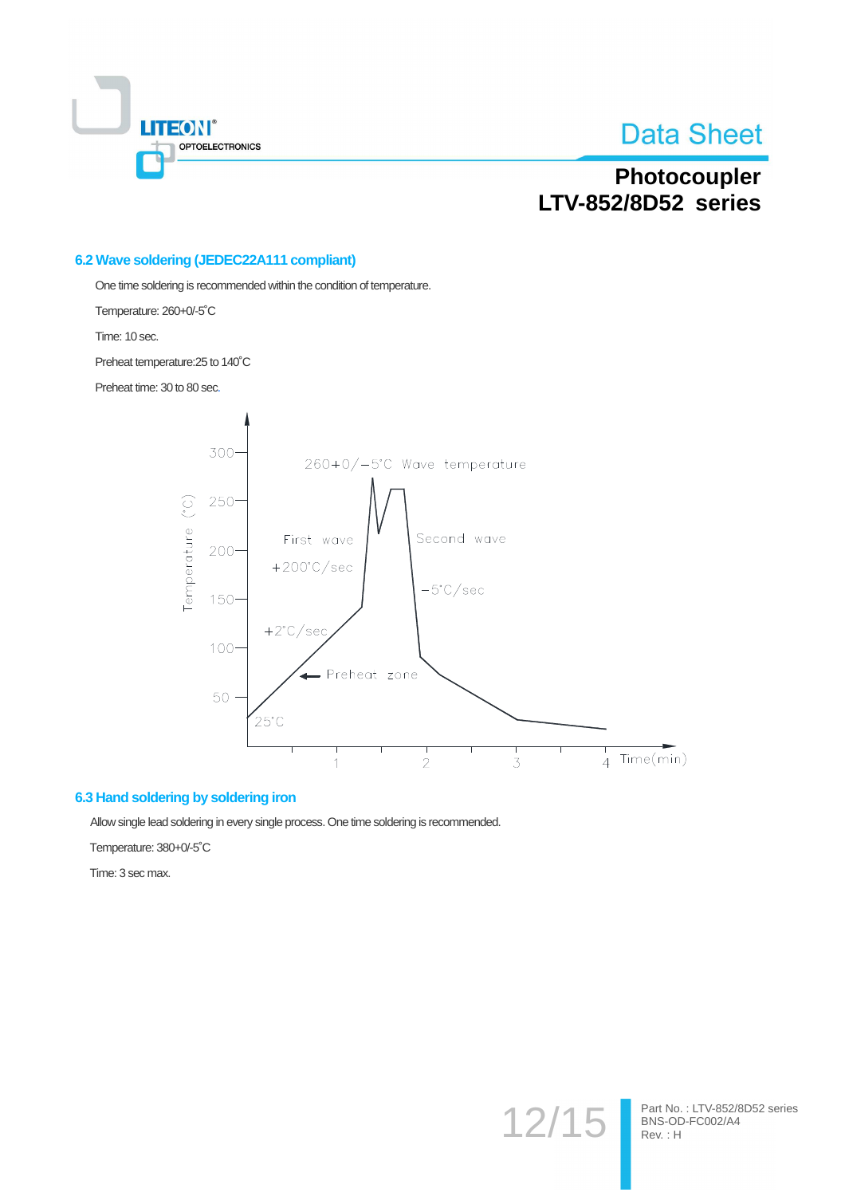## 6.2 Wave soldering (JEDEC22A111 compliant)

One time soldering is recommended within the condition of temperature.

Temperature: 260+0/-5˚C

Time: 10 sec.

Preheat temperature:25 to 140˚C

Preheat time: 30 to 80 sec.

## 6.3 Hand soldering by soldering iron

Allow single lead soldering in every single process. One time soldering is recommended.

Temperature: 380+0/-5˚C

Time: 3 sec max.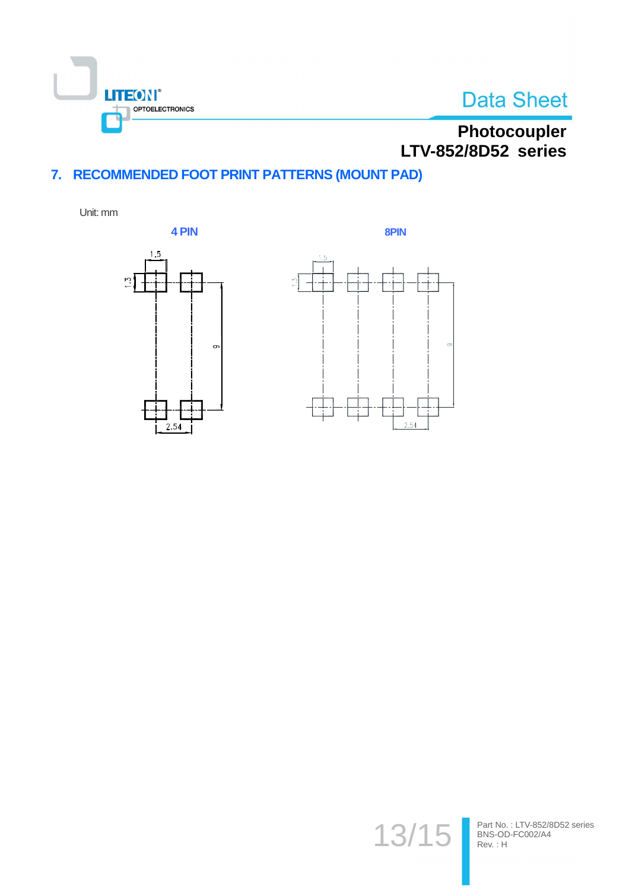## 7. RECOMMENDED FOOT PRINT PATTERNS (MOUNT PAD)

Unit: mm

**4 PIN**

1.5

1.3

9

2.54

**8PIN**

1.5

1.3

9

2.54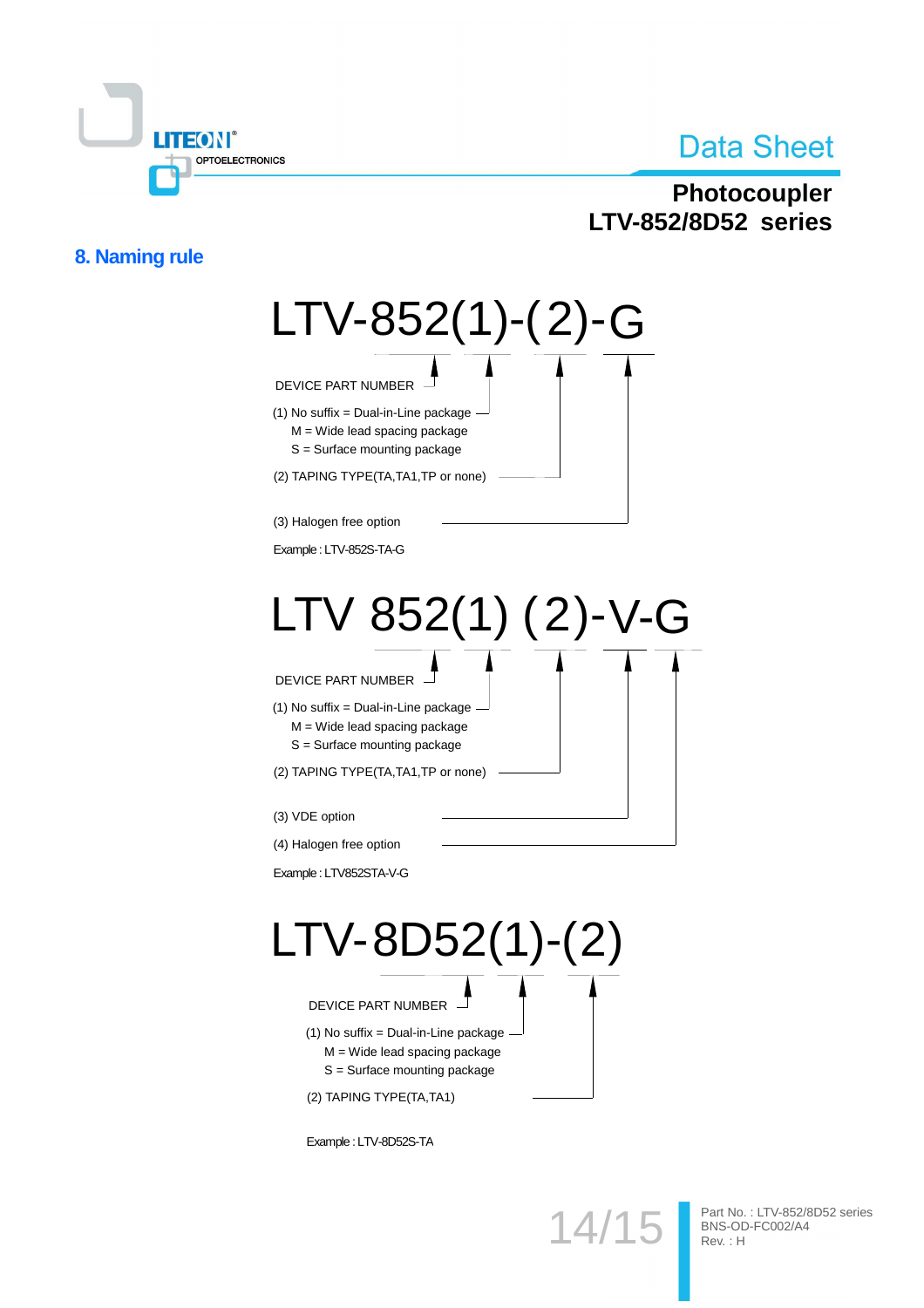## 8. Naming rule

**LTV-852(1)-(2)-G**

DEVICE PART NUMBER

(1) No suffix = Dual-in-Line package
M = Wide lead spacing package
S = Surface mounting package

(2) TAPING TYPE(TA,TA1,TP or none)

(3) Halogen free option

Example : LTV-852S-TA-G

**LTV 852(1) (2)-V-G**

DEVICE PART NUMBER

(1) No suffix = Dual-in-Line package
M = Wide lead spacing package
S = Surface mounting package

(2) TAPING TYPE(TA,TA1,TP or none)

(3) VDE option

(4) Halogen free option

Example : LTV852STA-V-G

**LTV-8D52(1)-(2)**

DEVICE PART NUMBER

(1) No suffix = Dual-in-Line package
M = Wide lead spacing package
S = Surface mounting package

(2) TAPING TYPE(TA,TA1)

Example : LTV-8D52S-TA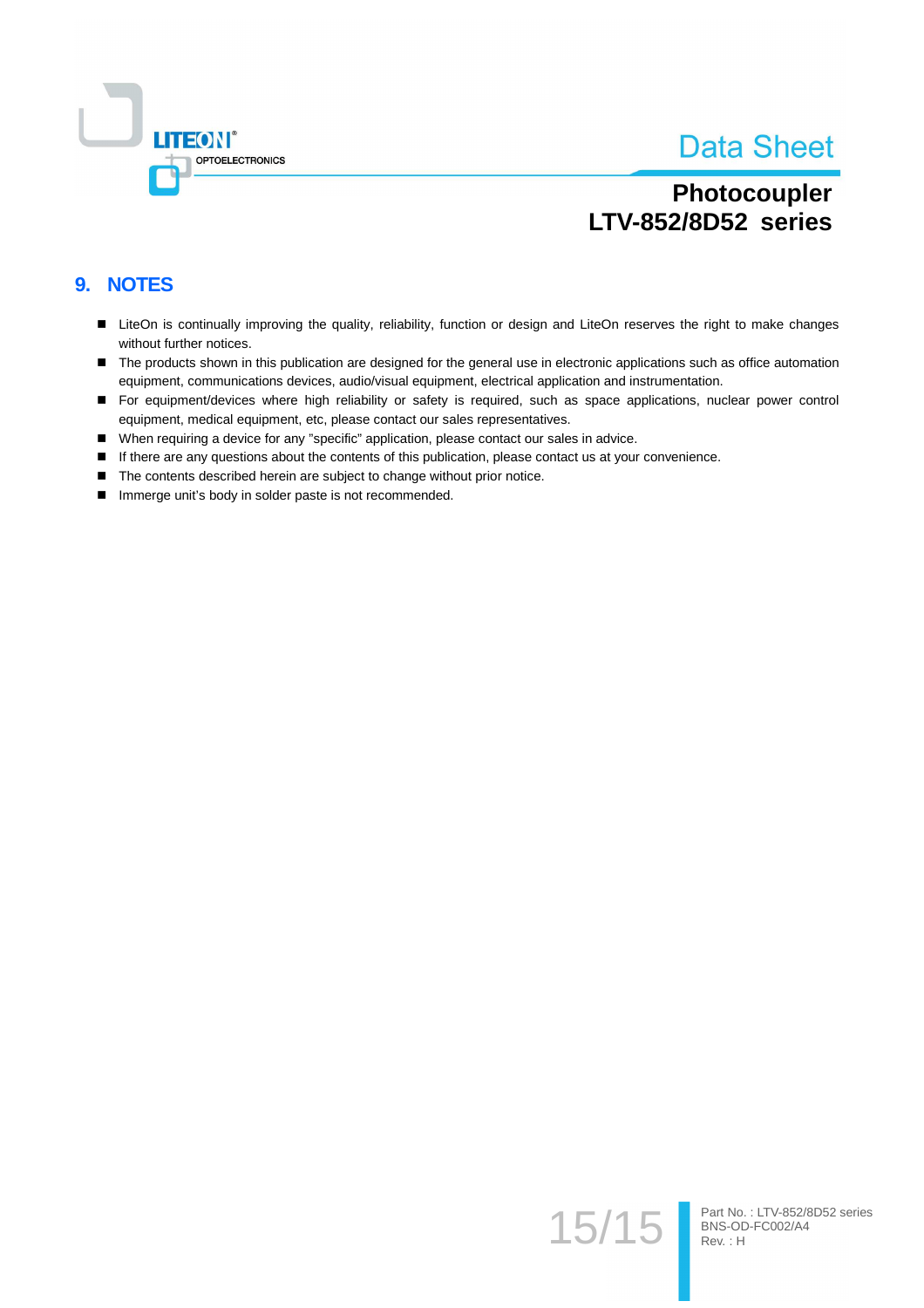## 9. NOTES

- LiteOn is continually improving the quality, reliability, function or design and LiteOn reserves the right to make changes without further notices.
- The products shown in this publication are designed for the general use in electronic applications such as office automation equipment, communications devices, audio/visual equipment, electrical application and instrumentation.
- For equipment/devices where high reliability or safety is required, such as space applications, nuclear power control equipment, medical equipment, etc, please contact our sales representatives.
- When requiring a device for any ”specific” application, please contact our sales in advice.
- If there are any questions about the contents of this publication, please contact us at your convenience.
- The contents described herein are subject to change without prior notice.
- Immerge unit’s body in solder paste is not recommended.